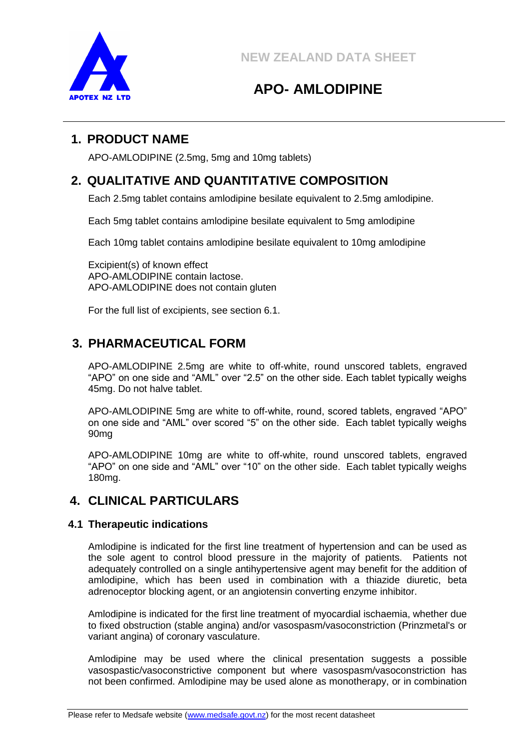NEW ZEALAND DATA SHEET

# APO- AMLODIPINE

## 1. PRODUCT NAME

APO-AMLODIPINE (2.5mg, 5mg and 10mg tablets)

## 2. QUALITATIVE AND QUANTITATIVE COMPOSITION

Each 2.5mg tablet contains amlodipine besilate equivalent to 2.5mg amlodipine.

Each 5mg tablet contains amlodipine besilate equivalent to 5mg amlodipine

Each 10mg tablet contains amlodipine besilate equivalent to 10mg amlodipine

Excipient(s) of known effect
APO-AMLODIPINE contain lactose.
APO-AMLODIPINE does not contain gluten

For the full list of excipients, see section 6.1.

## 3. PHARMACEUTICAL FORM

APO-AMLODIPINE 2.5mg are white to off-white, round unscored tablets, engraved "APO" on one side and "AML" over "2.5" on the other side. Each tablet typically weighs 45mg. Do not halve tablet.

APO-AMLODIPINE 5mg are white to off-white, round, scored tablets, engraved "APO" on one side and "AML" over scored "5" on the other side. Each tablet typically weighs 90mg

APO-AMLODIPINE 10mg are white to off-white, round unscored tablets, engraved "APO" on one side and "AML" over "10" on the other side. Each tablet typically weighs 180mg.

## 4. CLINICAL PARTICULARS

### 4.1 Therapeutic indications

Amlodipine is indicated for the first line treatment of hypertension and can be used as the sole agent to control blood pressure in the majority of patients. Patients not adequately controlled on a single antihypertensive agent may benefit for the addition of amlodipine, which has been used in combination with a thiazide diuretic, beta adrenoceptor blocking agent, or an angiotensin converting enzyme inhibitor.

Amlodipine is indicated for the first line treatment of myocardial ischaemia, whether due to fixed obstruction (stable angina) and/or vasospasm/vasoconstriction (Prinzmetal's or variant angina) of coronary vasculature.

Amlodipine may be used where the clinical presentation suggests a possible vasospastic/vasoconstrictive component but where vasospasm/vasoconstriction has not been confirmed. Amlodipine may be used alone as monotherapy, or in combination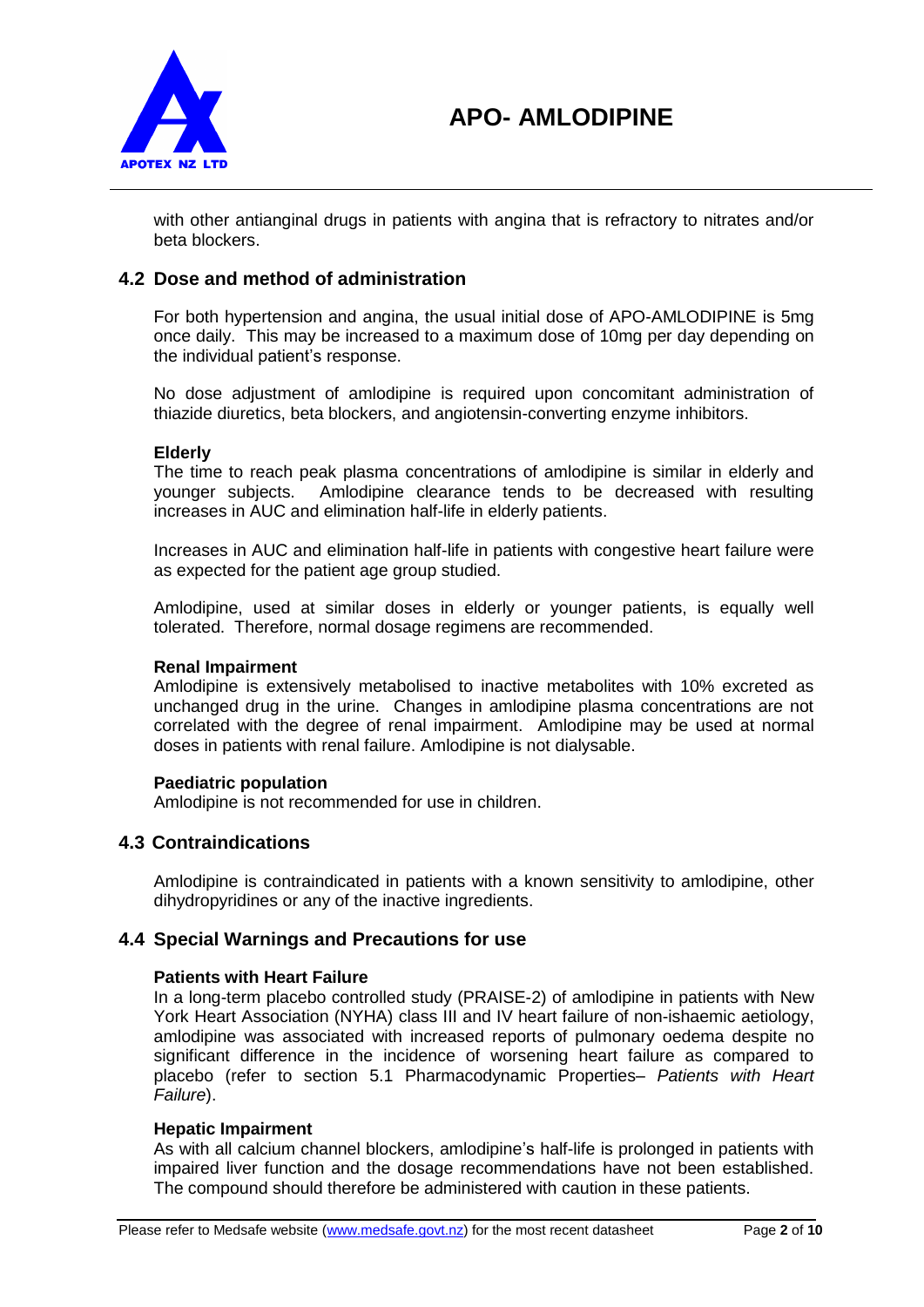with other antianginal drugs in patients with angina that is refractory to nitrates and/or beta blockers.

## 4.2 Dose and method of administration

For both hypertension and angina, the usual initial dose of APO-AMLODIPINE is 5mg once daily. This may be increased to a maximum dose of 10mg per day depending on the individual patient's response.

No dose adjustment of amlodipine is required upon concomitant administration of thiazide diuretics, beta blockers, and angiotensin-converting enzyme inhibitors.

**Elderly**

The time to reach peak plasma concentrations of amlodipine is similar in elderly and younger subjects. Amlodipine clearance tends to be decreased with resulting increases in AUC and elimination half-life in elderly patients.

Increases in AUC and elimination half-life in patients with congestive heart failure were as expected for the patient age group studied.

Amlodipine, used at similar doses in elderly or younger patients, is equally well tolerated. Therefore, normal dosage regimens are recommended.

**Renal Impairment**

Amlodipine is extensively metabolised to inactive metabolites with 10% excreted as unchanged drug in the urine. Changes in amlodipine plasma concentrations are not correlated with the degree of renal impairment. Amlodipine may be used at normal doses in patients with renal failure. Amlodipine is not dialysable.

**Paediatric population**

Amlodipine is not recommended for use in children.

## 4.3 Contraindications

Amlodipine is contraindicated in patients with a known sensitivity to amlodipine, other dihydropyridines or any of the inactive ingredients.

## 4.4 Special Warnings and Precautions for use

**Patients with Heart Failure**

In a long-term placebo controlled study (PRAISE-2) of amlodipine in patients with New York Heart Association (NYHA) class III and IV heart failure of non-ishaemic aetiology, amlodipine was associated with increased reports of pulmonary oedema despite no significant difference in the incidence of worsening heart failure as compared to placebo (refer to section 5.1 Pharmacodynamic Properties– *Patients with Heart Failure*).

**Hepatic Impairment**

As with all calcium channel blockers, amlodipine's half-life is prolonged in patients with impaired liver function and the dosage recommendations have not been established. The compound should therefore be administered with caution in these patients.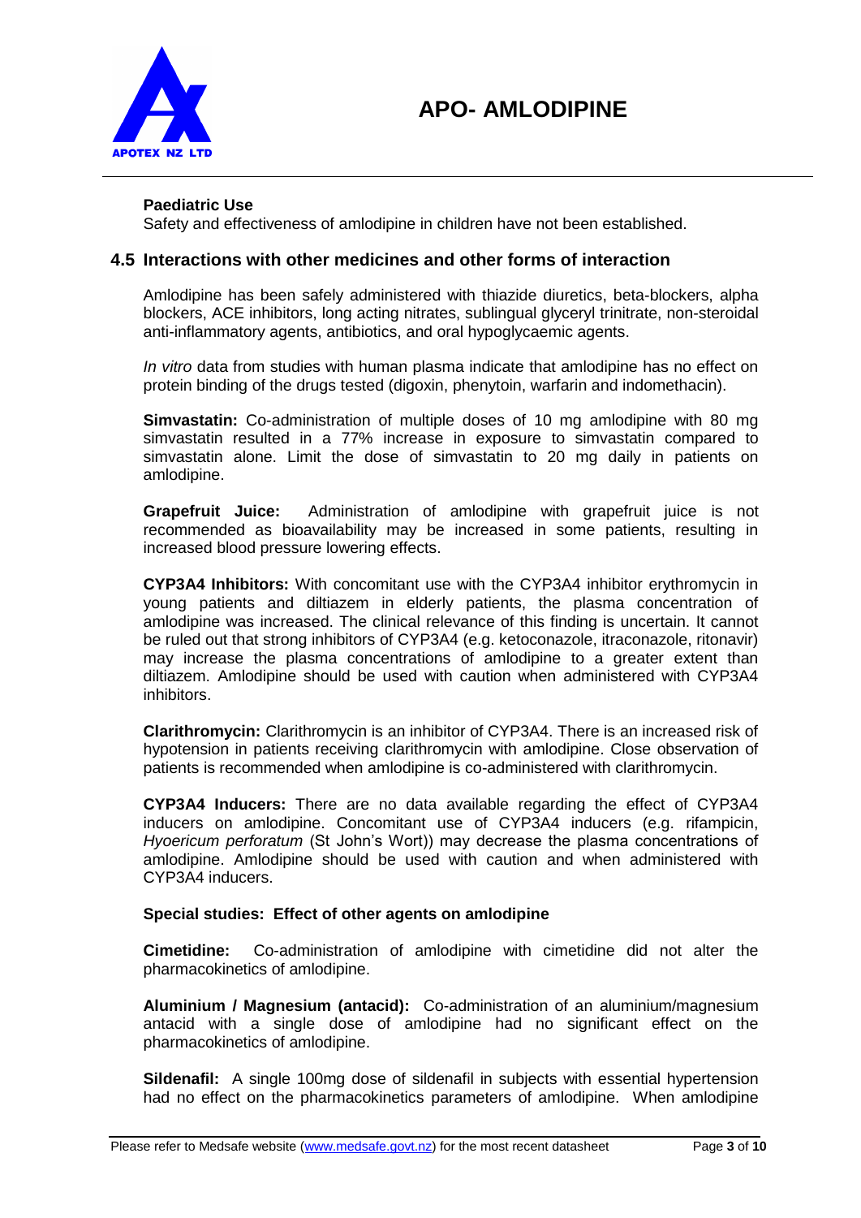**Paediatric Use**

Safety and effectiveness of amlodipine in children have not been established.

## 4.5 Interactions with other medicines and other forms of interaction

Amlodipine has been safely administered with thiazide diuretics, beta-blockers, alpha blockers, ACE inhibitors, long acting nitrates, sublingual glyceryl trinitrate, non-steroidal anti-inflammatory agents, antibiotics, and oral hypoglycaemic agents.

*In vitro* data from studies with human plasma indicate that amlodipine has no effect on protein binding of the drugs tested (digoxin, phenytoin, warfarin and indomethacin).

**Simvastatin:** Co-administration of multiple doses of 10 mg amlodipine with 80 mg simvastatin resulted in a 77% increase in exposure to simvastatin compared to simvastatin alone. Limit the dose of simvastatin to 20 mg daily in patients on amlodipine.

**Grapefruit Juice:** Administration of amlodipine with grapefruit juice is not recommended as bioavailability may be increased in some patients, resulting in increased blood pressure lowering effects.

**CYP3A4 Inhibitors:** With concomitant use with the CYP3A4 inhibitor erythromycin in young patients and diltiazem in elderly patients, the plasma concentration of amlodipine was increased. The clinical relevance of this finding is uncertain. It cannot be ruled out that strong inhibitors of CYP3A4 (e.g. ketoconazole, itraconazole, ritonavir) may increase the plasma concentrations of amlodipine to a greater extent than diltiazem. Amlodipine should be used with caution when administered with CYP3A4 inhibitors.

**Clarithromycin:** Clarithromycin is an inhibitor of CYP3A4. There is an increased risk of hypotension in patients receiving clarithromycin with amlodipine. Close observation of patients is recommended when amlodipine is co-administered with clarithromycin.

**CYP3A4 Inducers:** There are no data available regarding the effect of CYP3A4 inducers on amlodipine. Concomitant use of CYP3A4 inducers (e.g. rifampicin, *Hyoericum perforatum* (St John's Wort)) may decrease the plasma concentrations of amlodipine. Amlodipine should be used with caution and when administered with CYP3A4 inducers.

**Special studies: Effect of other agents on amlodipine**

**Cimetidine:** Co-administration of amlodipine with cimetidine did not alter the pharmacokinetics of amlodipine.

**Aluminium / Magnesium (antacid):** Co-administration of an aluminium/magnesium antacid with a single dose of amlodipine had no significant effect on the pharmacokinetics of amlodipine.

**Sildenafil:** A single 100mg dose of sildenafil in subjects with essential hypertension had no effect on the pharmacokinetics parameters of amlodipine. When amlodipine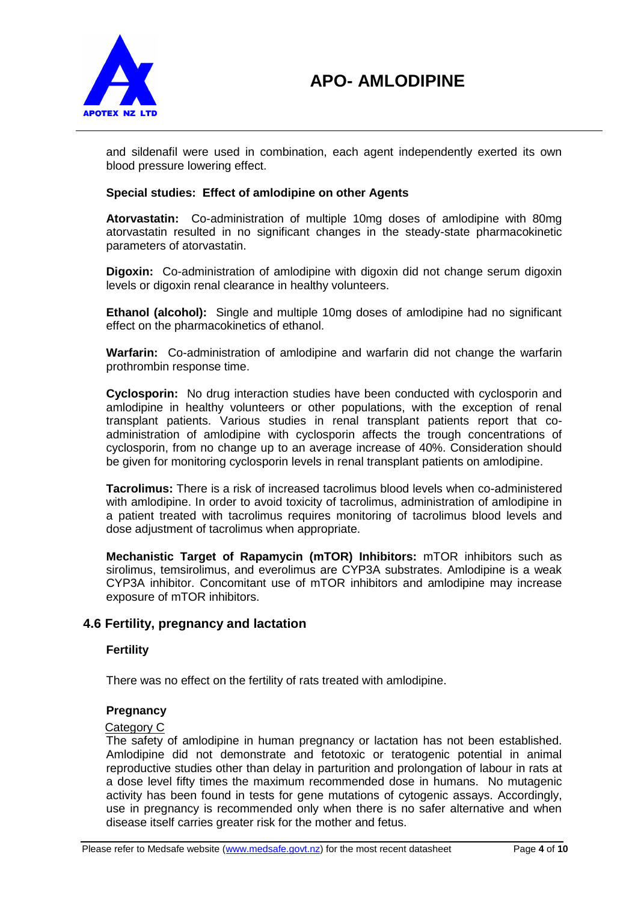and sildenafil were used in combination, each agent independently exerted its own blood pressure lowering effect.

**Special studies: Effect of amlodipine on other Agents**

**Atorvastatin:** Co-administration of multiple 10mg doses of amlodipine with 80mg atorvastatin resulted in no significant changes in the steady-state pharmacokinetic parameters of atorvastatin.

**Digoxin:** Co-administration of amlodipine with digoxin did not change serum digoxin levels or digoxin renal clearance in healthy volunteers.

**Ethanol (alcohol):** Single and multiple 10mg doses of amlodipine had no significant effect on the pharmacokinetics of ethanol.

**Warfarin:** Co-administration of amlodipine and warfarin did not change the warfarin prothrombin response time.

**Cyclosporin:** No drug interaction studies have been conducted with cyclosporin and amlodipine in healthy volunteers or other populations, with the exception of renal transplant patients. Various studies in renal transplant patients report that co-administration of amlodipine with cyclosporin affects the trough concentrations of cyclosporin, from no change up to an average increase of 40%. Consideration should be given for monitoring cyclosporin levels in renal transplant patients on amlodipine.

**Tacrolimus:** There is a risk of increased tacrolimus blood levels when co-administered with amlodipine. In order to avoid toxicity of tacrolimus, administration of amlodipine in a patient treated with tacrolimus requires monitoring of tacrolimus blood levels and dose adjustment of tacrolimus when appropriate.

**Mechanistic Target of Rapamycin (mTOR) Inhibitors:** mTOR inhibitors such as sirolimus, temsirolimus, and everolimus are CYP3A substrates. Amlodipine is a weak CYP3A inhibitor. Concomitant use of mTOR inhibitors and amlodipine may increase exposure of mTOR inhibitors.

## 4.6 Fertility, pregnancy and lactation

**Fertility**

There was no effect on the fertility of rats treated with amlodipine.

**Pregnancy**

Category C

The safety of amlodipine in human pregnancy or lactation has not been established. Amlodipine did not demonstrate and fetotoxic or teratogenic potential in animal reproductive studies other than delay in parturition and prolongation of labour in rats at a dose level fifty times the maximum recommended dose in humans. No mutagenic activity has been found in tests for gene mutations of cytogenic assays. Accordingly, use in pregnancy is recommended only when there is no safer alternative and when disease itself carries greater risk for the mother and fetus.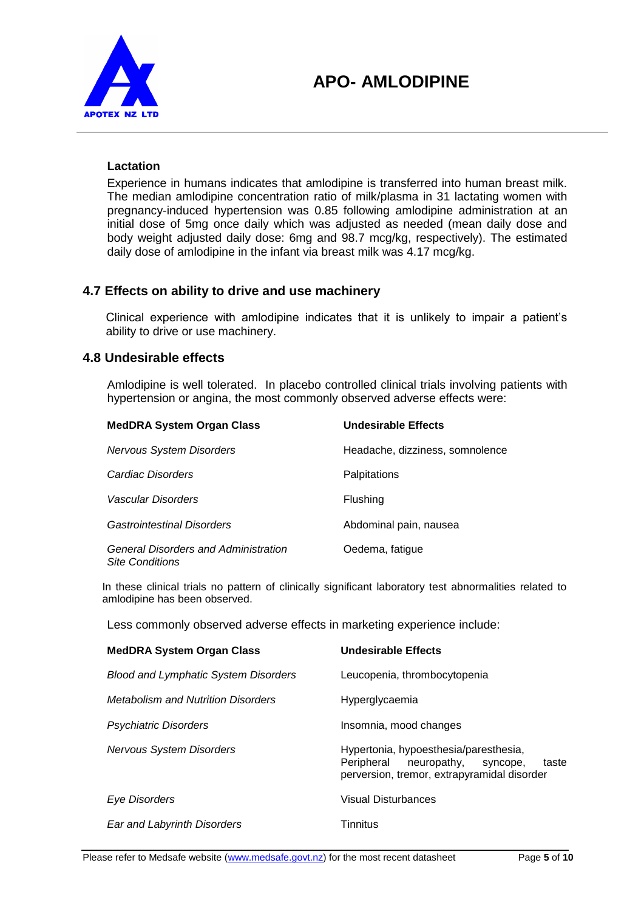### Lactation

Experience in humans indicates that amlodipine is transferred into human breast milk. The median amlodipine concentration ratio of milk/plasma in 31 lactating women with pregnancy-induced hypertension was 0.85 following amlodipine administration at an initial dose of 5mg once daily which was adjusted as needed (mean daily dose and body weight adjusted daily dose: 6mg and 98.7 mcg/kg, respectively). The estimated daily dose of amlodipine in the infant via breast milk was 4.17 mcg/kg.

## 4.7 Effects on ability to drive and use machinery

Clinical experience with amlodipine indicates that it is unlikely to impair a patient's ability to drive or use machinery.

## 4.8 Undesirable effects

Amlodipine is well tolerated. In placebo controlled clinical trials involving patients with hypertension or angina, the most commonly observed adverse effects were:

| MedDRA System Organ Class | Undesirable Effects |
|---|---|
| *Nervous System Disorders* | Headache, dizziness, somnolence |
| *Cardiac Disorders* | Palpitations |
| *Vascular Disorders* | Flushing |
| *Gastrointestinal Disorders* | Abdominal pain, nausea |
| *General Disorders and Administration Site Conditions* | Oedema, fatigue |

In these clinical trials no pattern of clinically significant laboratory test abnormalities related to amlodipine has been observed.

Less commonly observed adverse effects in marketing experience include:

| MedDRA System Organ Class | Undesirable Effects |
|---|---|
| *Blood and Lymphatic System Disorders* | Leucopenia, thrombocytopenia |
| *Metabolism and Nutrition Disorders* | Hyperglycaemia |
| *Psychiatric Disorders* | Insomnia, mood changes |
| *Nervous System Disorders* | Hypertonia, hypoesthesia/paresthesia, Peripheral neuropathy, syncope, taste perversion, tremor, extrapyramidal disorder |
| *Eye Disorders* | Visual Disturbances |
| *Ear and Labyrinth Disorders* | Tinnitus |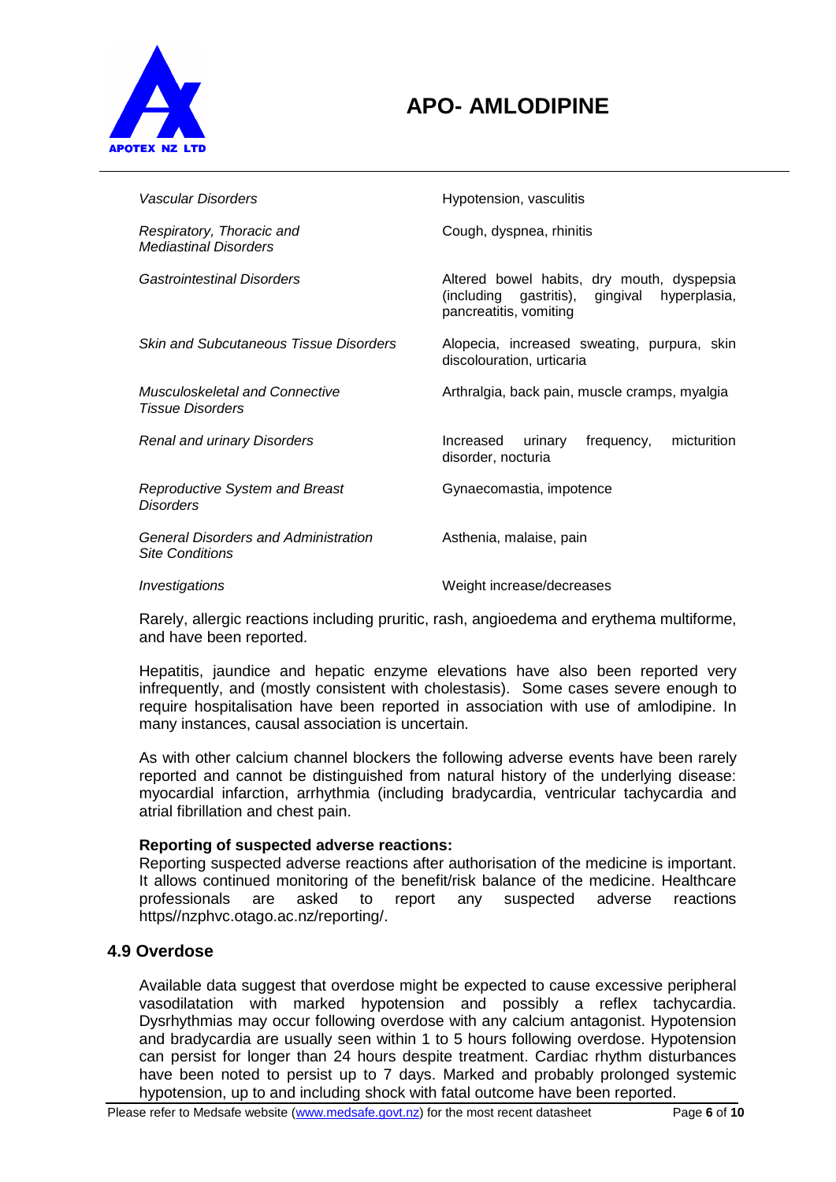| | |
|---|---|
| *Vascular Disorders* | Hypotension, vasculitis |
| *Respiratory, Thoracic and Mediastinal Disorders* | Cough, dyspnea, rhinitis |
| *Gastrointestinal Disorders* | Altered bowel habits, dry mouth, dyspepsia (including gastritis), gingival hyperplasia, pancreatitis, vomiting |
| *Skin and Subcutaneous Tissue Disorders* | Alopecia, increased sweating, purpura, skin discolouration, urticaria |
| *Musculoskeletal and Connective Tissue Disorders* | Arthralgia, back pain, muscle cramps, myalgia |
| *Renal and urinary Disorders* | Increased urinary frequency, micturition disorder, nocturia |
| *Reproductive System and Breast Disorders* | Gynaecomastia, impotence |
| *General Disorders and Administration Site Conditions* | Asthenia, malaise, pain |
| *Investigations* | Weight increase/decreases |

Rarely, allergic reactions including pruritic, rash, angioedema and erythema multiforme, and have been reported.

Hepatitis, jaundice and hepatic enzyme elevations have also been reported very infrequently, and (mostly consistent with cholestasis). Some cases severe enough to require hospitalisation have been reported in association with use of amlodipine. In many instances, causal association is uncertain.

As with other calcium channel blockers the following adverse events have been rarely reported and cannot be distinguished from natural history of the underlying disease: myocardial infarction, arrhythmia (including bradycardia, ventricular tachycardia and atrial fibrillation and chest pain.

**Reporting of suspected adverse reactions:**
Reporting suspected adverse reactions after authorisation of the medicine is important. It allows continued monitoring of the benefit/risk balance of the medicine. Healthcare professionals are asked to report any suspected adverse reactions https//nzphvc.otago.ac.nz/reporting/.

## 4.9 Overdose

Available data suggest that overdose might be expected to cause excessive peripheral vasodilatation with marked hypotension and possibly a reflex tachycardia. Dysrhythmias may occur following overdose with any calcium antagonist. Hypotension and bradycardia are usually seen within 1 to 5 hours following overdose. Hypotension can persist for longer than 24 hours despite treatment. Cardiac rhythm disturbances have been noted to persist up to 7 days. Marked and probably prolonged systemic hypotension, up to and including shock with fatal outcome have been reported.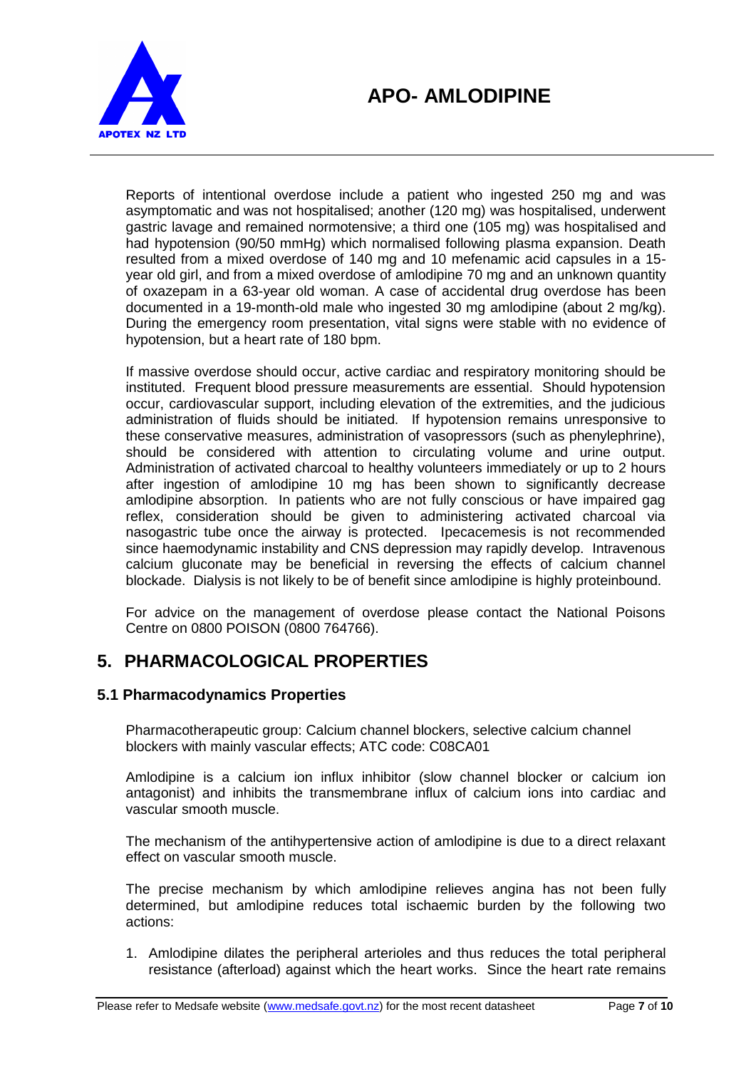Reports of intentional overdose include a patient who ingested 250 mg and was asymptomatic and was not hospitalised; another (120 mg) was hospitalised, underwent gastric lavage and remained normotensive; a third one (105 mg) was hospitalised and had hypotension (90/50 mmHg) which normalised following plasma expansion. Death resulted from a mixed overdose of 140 mg and 10 mefenamic acid capsules in a 15-year old girl, and from a mixed overdose of amlodipine 70 mg and an unknown quantity of oxazepam in a 63-year old woman. A case of accidental drug overdose has been documented in a 19-month-old male who ingested 30 mg amlodipine (about 2 mg/kg). During the emergency room presentation, vital signs were stable with no evidence of hypotension, but a heart rate of 180 bpm.

If massive overdose should occur, active cardiac and respiratory monitoring should be instituted. Frequent blood pressure measurements are essential. Should hypotension occur, cardiovascular support, including elevation of the extremities, and the judicious administration of fluids should be initiated. If hypotension remains unresponsive to these conservative measures, administration of vasopressors (such as phenylephrine), should be considered with attention to circulating volume and urine output. Administration of activated charcoal to healthy volunteers immediately or up to 2 hours after ingestion of amlodipine 10 mg has been shown to significantly decrease amlodipine absorption. In patients who are not fully conscious or have impaired gag reflex, consideration should be given to administering activated charcoal via nasogastric tube once the airway is protected. Ipecacemesis is not recommended since haemodynamic instability and CNS depression may rapidly develop. Intravenous calcium gluconate may be beneficial in reversing the effects of calcium channel blockade. Dialysis is not likely to be of benefit since amlodipine is highly proteinbound.

For advice on the management of overdose please contact the National Poisons Centre on 0800 POISON (0800 764766).

# 5. PHARMACOLOGICAL PROPERTIES

## 5.1 Pharmacodynamics Properties

Pharmacotherapeutic group: Calcium channel blockers, selective calcium channel blockers with mainly vascular effects; ATC code: C08CA01

Amlodipine is a calcium ion influx inhibitor (slow channel blocker or calcium ion antagonist) and inhibits the transmembrane influx of calcium ions into cardiac and vascular smooth muscle.

The mechanism of the antihypertensive action of amlodipine is due to a direct relaxant effect on vascular smooth muscle.

The precise mechanism by which amlodipine relieves angina has not been fully determined, but amlodipine reduces total ischaemic burden by the following two actions:

1. Amlodipine dilates the peripheral arterioles and thus reduces the total peripheral resistance (afterload) against which the heart works. Since the heart rate remains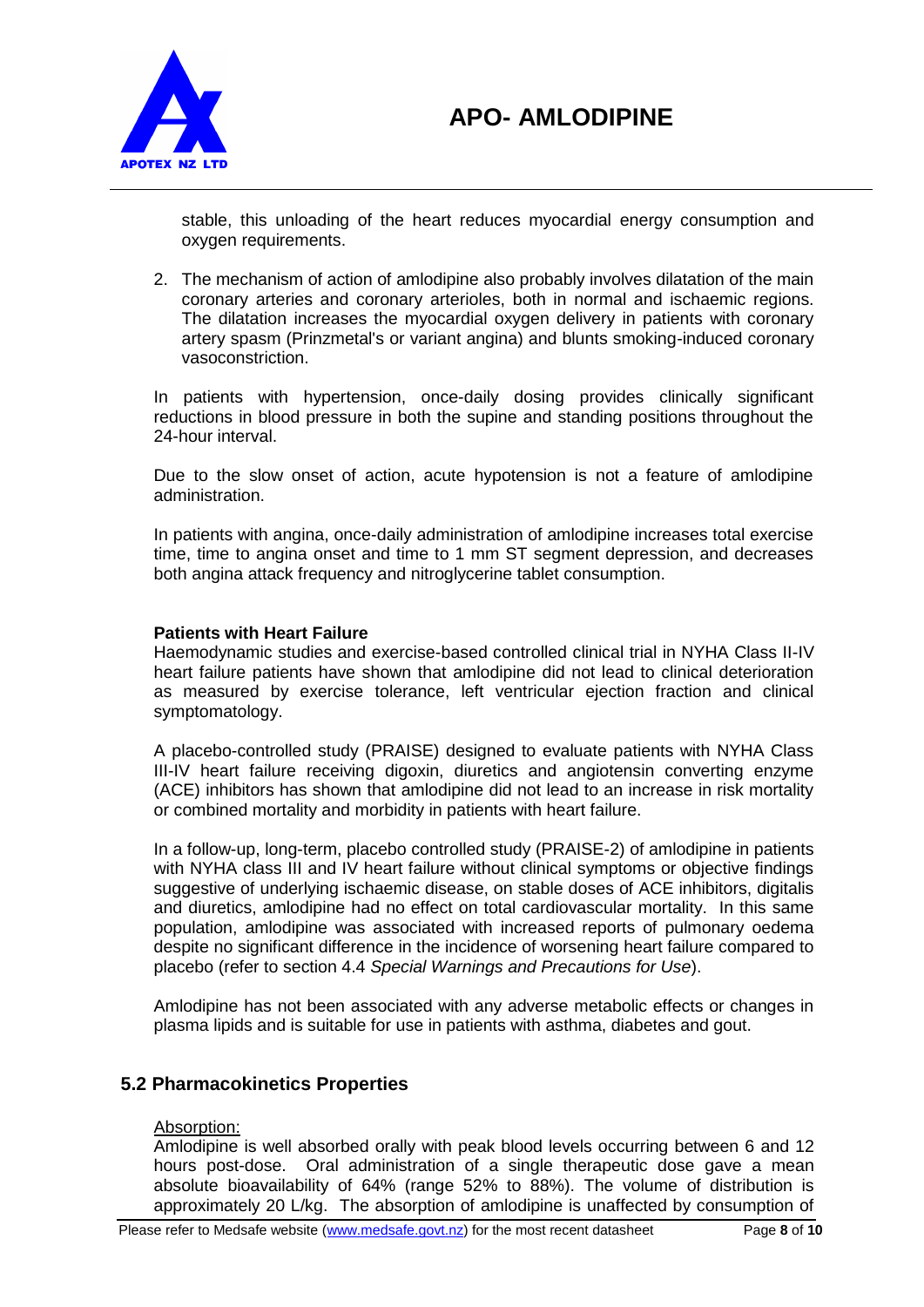stable, this unloading of the heart reduces myocardial energy consumption and oxygen requirements.

2. The mechanism of action of amlodipine also probably involves dilatation of the main coronary arteries and coronary arterioles, both in normal and ischaemic regions. The dilatation increases the myocardial oxygen delivery in patients with coronary artery spasm (Prinzmetal's or variant angina) and blunts smoking-induced coronary vasoconstriction.

In patients with hypertension, once-daily dosing provides clinically significant reductions in blood pressure in both the supine and standing positions throughout the 24-hour interval.

Due to the slow onset of action, acute hypotension is not a feature of amlodipine administration.

In patients with angina, once-daily administration of amlodipine increases total exercise time, time to angina onset and time to 1 mm ST segment depression, and decreases both angina attack frequency and nitroglycerine tablet consumption.

**Patients with Heart Failure**

Haemodynamic studies and exercise-based controlled clinical trial in NYHA Class II-IV heart failure patients have shown that amlodipine did not lead to clinical deterioration as measured by exercise tolerance, left ventricular ejection fraction and clinical symptomatology.

A placebo-controlled study (PRAISE) designed to evaluate patients with NYHA Class III-IV heart failure receiving digoxin, diuretics and angiotensin converting enzyme (ACE) inhibitors has shown that amlodipine did not lead to an increase in risk mortality or combined mortality and morbidity in patients with heart failure.

In a follow-up, long-term, placebo controlled study (PRAISE-2) of amlodipine in patients with NYHA class III and IV heart failure without clinical symptoms or objective findings suggestive of underlying ischaemic disease, on stable doses of ACE inhibitors, digitalis and diuretics, amlodipine had no effect on total cardiovascular mortality. In this same population, amlodipine was associated with increased reports of pulmonary oedema despite no significant difference in the incidence of worsening heart failure compared to placebo (refer to section 4.4 *Special Warnings and Precautions for Use*).

Amlodipine has not been associated with any adverse metabolic effects or changes in plasma lipids and is suitable for use in patients with asthma, diabetes and gout.

## 5.2 Pharmacokinetics Properties

Absorption:

Amlodipine is well absorbed orally with peak blood levels occurring between 6 and 12 hours post-dose. Oral administration of a single therapeutic dose gave a mean absolute bioavailability of 64% (range 52% to 88%). The volume of distribution is approximately 20 L/kg. The absorption of amlodipine is unaffected by consumption of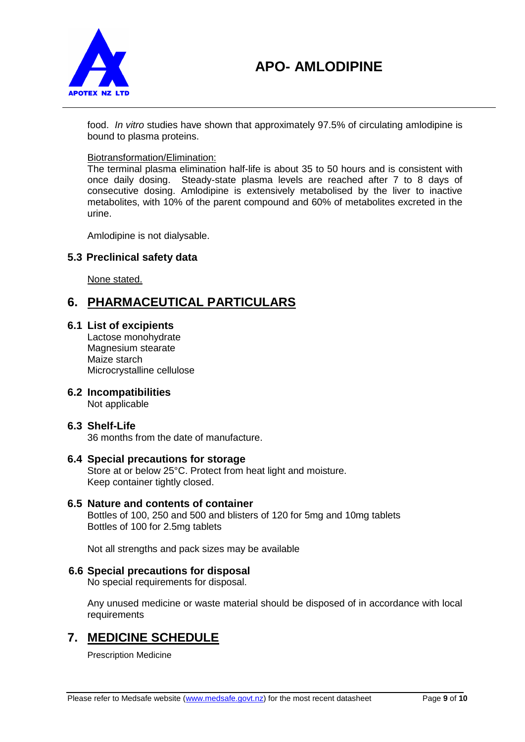food. *In vitro* studies have shown that approximately 97.5% of circulating amlodipine is bound to plasma proteins.

Biotransformation/Elimination:

The terminal plasma elimination half-life is about 35 to 50 hours and is consistent with once daily dosing. Steady-state plasma levels are reached after 7 to 8 days of consecutive dosing. Amlodipine is extensively metabolised by the liver to inactive metabolites, with 10% of the parent compound and 60% of metabolites excreted in the urine.

Amlodipine is not dialysable.

### 5.3 Preclinical safety data

None stated.

## 6. PHARMACEUTICAL PARTICULARS

### 6.1 List of excipients

Lactose monohydrate
Magnesium stearate
Maize starch
Microcrystalline cellulose

### 6.2 Incompatibilities

Not applicable

### 6.3 Shelf-Life

36 months from the date of manufacture.

### 6.4 Special precautions for storage

Store at or below 25°C. Protect from heat light and moisture.
Keep container tightly closed.

### 6.5 Nature and contents of container

Bottles of 100, 250 and 500 and blisters of 120 for 5mg and 10mg tablets
Bottles of 100 for 2.5mg tablets

Not all strengths and pack sizes may be available

### 6.6 Special precautions for disposal

No special requirements for disposal.

Any unused medicine or waste material should be disposed of in accordance with local requirements

## 7. MEDICINE SCHEDULE

Prescription Medicine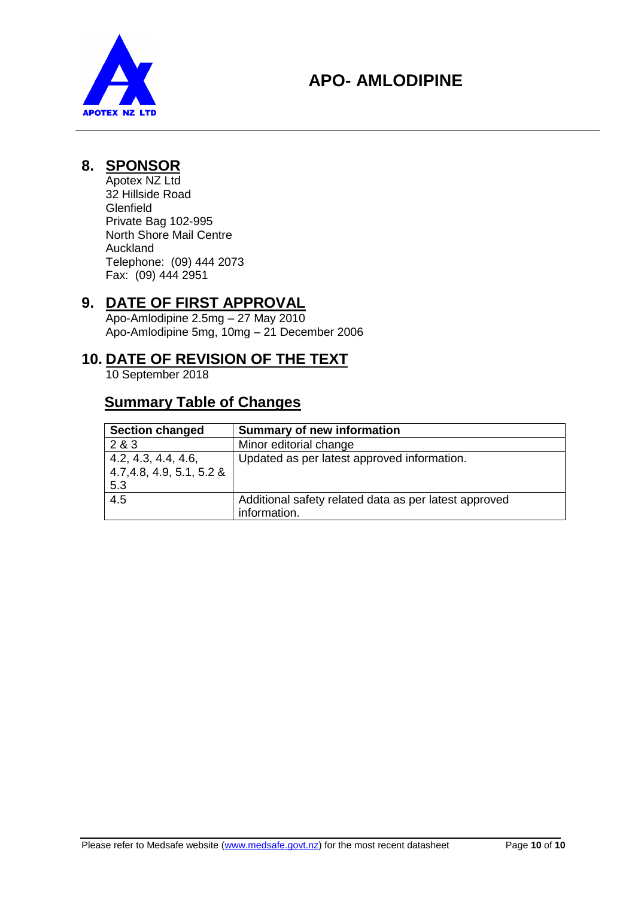## 8. SPONSOR

Apotex NZ Ltd
32 Hillside Road
Glenfield
Private Bag 102-995
North Shore Mail Centre
Auckland
Telephone: (09) 444 2073
Fax: (09) 444 2951

## 9. DATE OF FIRST APPROVAL

Apo-Amlodipine 2.5mg – 27 May 2010
Apo-Amlodipine 5mg, 10mg – 21 December 2006

## 10. DATE OF REVISION OF THE TEXT

10 September 2018

### Summary Table of Changes

| Section changed | Summary of new information |
|---|---|
| 2 & 3 | Minor editorial change |
| 4.2, 4.3, 4.4, 4.6, 4.7,4.8, 4.9, 5.1, 5.2 & 5.3 | Updated as per latest approved information. |
| 4.5 | Additional safety related data as per latest approved information. |